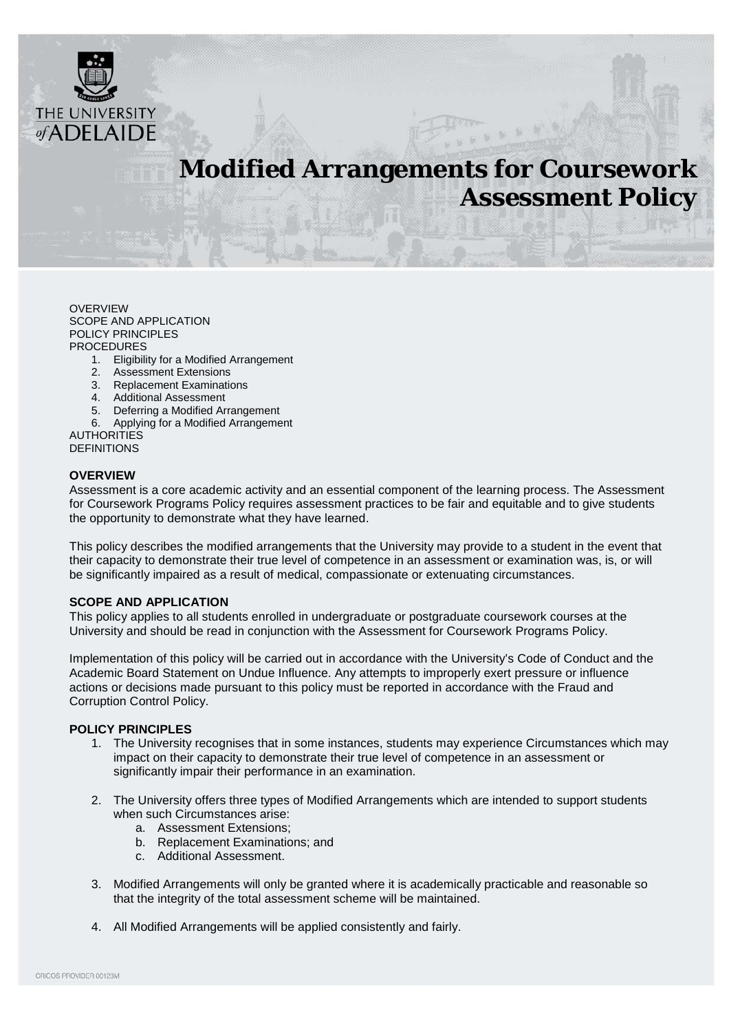# Modified Arrangements for Coursework Assessment Policy

OVERVIEW
SCOPE AND APPLICATION
POLICY PRINCIPLES
PROCEDURES

1. Eligibility for a Modified Arrangement
2. Assessment Extensions
3. Replacement Examinations
4. Additional Assessment
5. Deferring a Modified Arrangement
6. Applying for a Modified Arrangement

AUTHORITIES
DEFINITIONS

## OVERVIEW

Assessment is a core academic activity and an essential component of the learning process. The Assessment for Coursework Programs Policy requires assessment practices to be fair and equitable and to give students the opportunity to demonstrate what they have learned.

This policy describes the modified arrangements that the University may provide to a student in the event that their capacity to demonstrate their true level of competence in an assessment or examination was, is, or will be significantly impaired as a result of medical, compassionate or extenuating circumstances.

## SCOPE AND APPLICATION

This policy applies to all students enrolled in undergraduate or postgraduate coursework courses at the University and should be read in conjunction with the Assessment for Coursework Programs Policy.

Implementation of this policy will be carried out in accordance with the University's Code of Conduct and the Academic Board Statement on Undue Influence. Any attempts to improperly exert pressure or influence actions or decisions made pursuant to this policy must be reported in accordance with the Fraud and Corruption Control Policy.

## POLICY PRINCIPLES

1. The University recognises that in some instances, students may experience Circumstances which may impact on their capacity to demonstrate their true level of competence in an assessment or significantly impair their performance in an examination.

2. The University offers three types of Modified Arrangements which are intended to support students when such Circumstances arise:
   a. Assessment Extensions;
   b. Replacement Examinations; and
   c. Additional Assessment.

3. Modified Arrangements will only be granted where it is academically practicable and reasonable so that the integrity of the total assessment scheme will be maintained.

4. All Modified Arrangements will be applied consistently and fairly.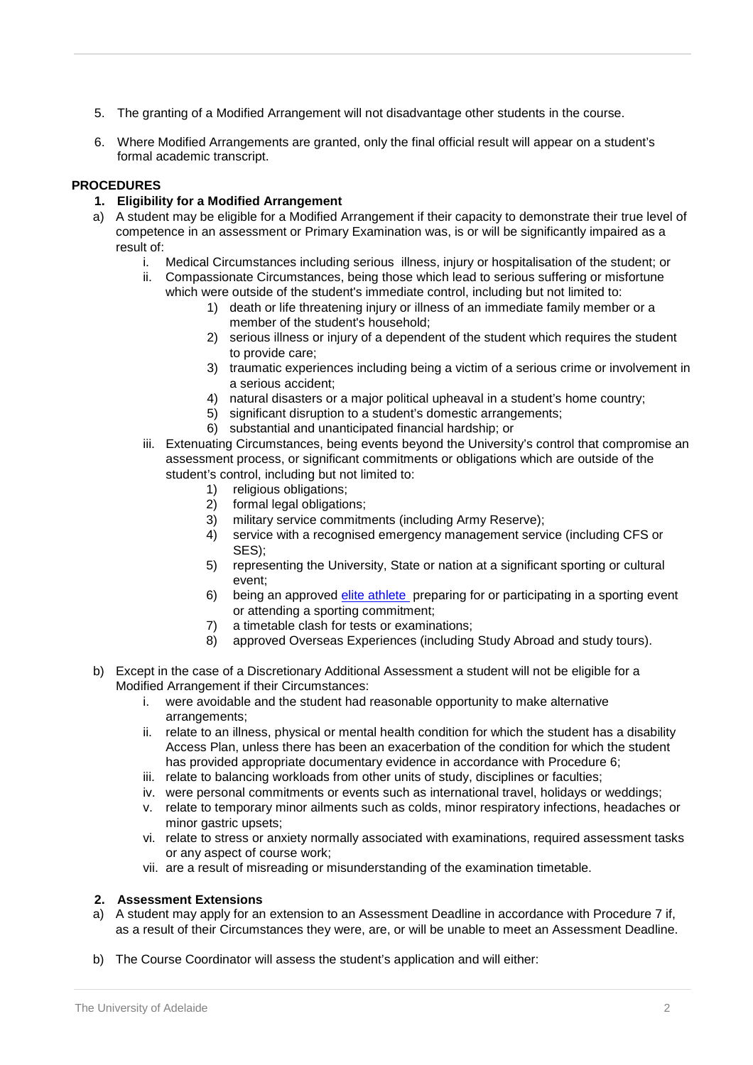5. The granting of a Modified Arrangement will not disadvantage other students in the course.

6. Where Modified Arrangements are granted, only the final official result will appear on a student's formal academic transcript.

**PROCEDURES**

**1. Eligibility for a Modified Arrangement**

a) A student may be eligible for a Modified Arrangement if their capacity to demonstrate their true level of competence in an assessment or Primary Examination was, is or will be significantly impaired as a result of:

   i. Medical Circumstances including serious illness, injury or hospitalisation of the student; or

   ii. Compassionate Circumstances, being those which lead to serious suffering or misfortune which were outside of the student's immediate control, including but not limited to:

      1) death or life threatening injury or illness of an immediate family member or a member of the student's household;
      2) serious illness or injury of a dependent of the student which requires the student to provide care;
      3) traumatic experiences including being a victim of a serious crime or involvement in a serious accident;
      4) natural disasters or a major political upheaval in a student's home country;
      5) significant disruption to a student's domestic arrangements;
      6) substantial and unanticipated financial hardship; or

   iii. Extenuating Circumstances, being events beyond the University's control that compromise an assessment process, or significant commitments or obligations which are outside of the student's control, including but not limited to:

      1) religious obligations;
      2) formal legal obligations;
      3) military service commitments (including Army Reserve);
      4) service with a recognised emergency management service (including CFS or SES);
      5) representing the University, State or nation at a significant sporting or cultural event;
      6) being an approved elite athlete preparing for or participating in a sporting event or attending a sporting commitment;
      7) a timetable clash for tests or examinations;
      8) approved Overseas Experiences (including Study Abroad and study tours).

b) Except in the case of a Discretionary Additional Assessment a student will not be eligible for a Modified Arrangement if their Circumstances:

   i. were avoidable and the student had reasonable opportunity to make alternative arrangements;
   ii. relate to an illness, physical or mental health condition for which the student has a disability Access Plan, unless there has been an exacerbation of the condition for which the student has provided appropriate documentary evidence in accordance with Procedure 6;
   iii. relate to balancing workloads from other units of study, disciplines or faculties;
   iv. were personal commitments or events such as international travel, holidays or weddings;
   v. relate to temporary minor ailments such as colds, minor respiratory infections, headaches or minor gastric upsets;
   vi. relate to stress or anxiety normally associated with examinations, required assessment tasks or any aspect of course work;
   vii. are a result of misreading or misunderstanding of the examination timetable.

**2. Assessment Extensions**

a) A student may apply for an extension to an Assessment Deadline in accordance with Procedure 7 if, as a result of their Circumstances they were, are, or will be unable to meet an Assessment Deadline.

b) The Course Coordinator will assess the student's application and will either: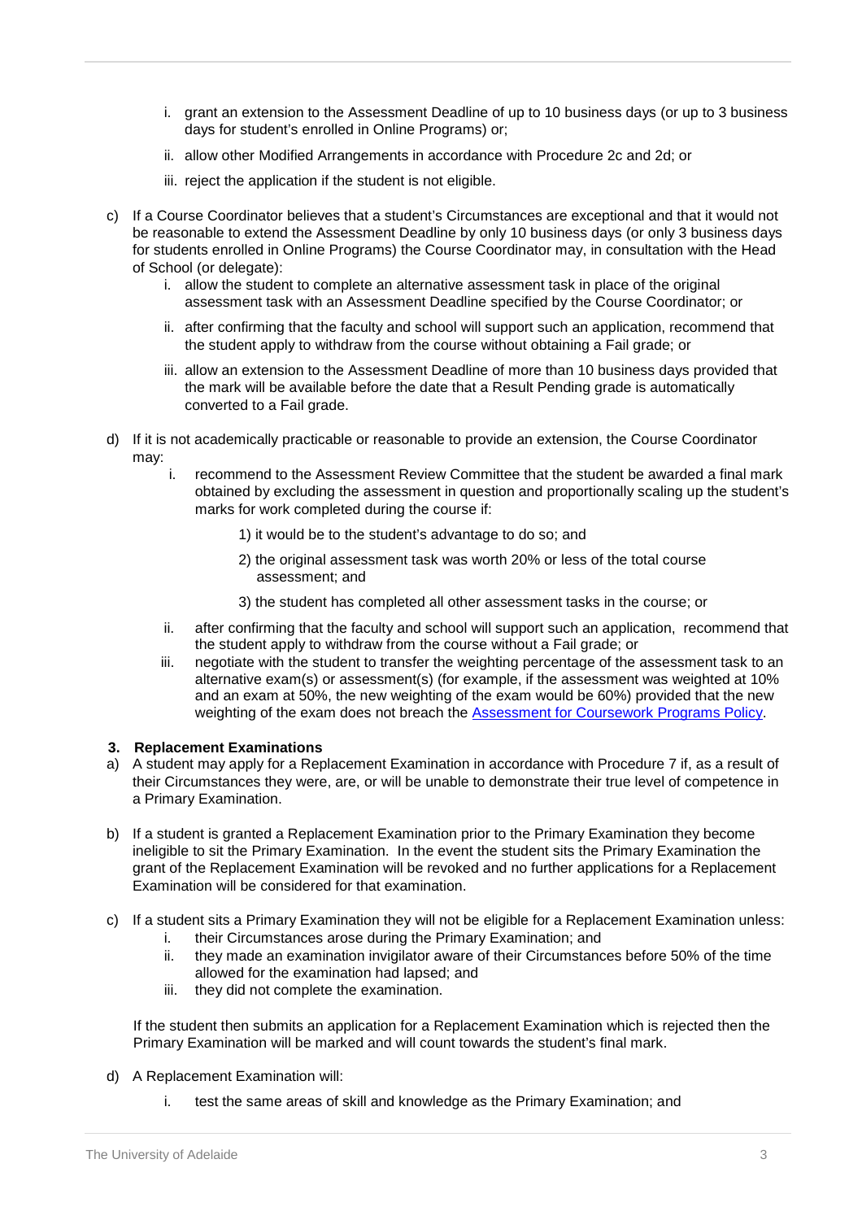i. grant an extension to the Assessment Deadline of up to 10 business days (or up to 3 business days for student's enrolled in Online Programs) or;

ii. allow other Modified Arrangements in accordance with Procedure 2c and 2d; or

iii. reject the application if the student is not eligible.

c) If a Course Coordinator believes that a student's Circumstances are exceptional and that it would not be reasonable to extend the Assessment Deadline by only 10 business days (or only 3 business days for students enrolled in Online Programs) the Course Coordinator may, in consultation with the Head of School (or delegate):

   i. allow the student to complete an alternative assessment task in place of the original assessment task with an Assessment Deadline specified by the Course Coordinator; or

   ii. after confirming that the faculty and school will support such an application, recommend that the student apply to withdraw from the course without obtaining a Fail grade; or

   iii. allow an extension to the Assessment Deadline of more than 10 business days provided that the mark will be available before the date that a Result Pending grade is automatically converted to a Fail grade.

d) If it is not academically practicable or reasonable to provide an extension, the Course Coordinator may:

   i. recommend to the Assessment Review Committee that the student be awarded a final mark obtained by excluding the assessment in question and proportionally scaling up the student's marks for work completed during the course if:

      1) it would be to the student's advantage to do so; and

      2) the original assessment task was worth 20% or less of the total course assessment; and

      3) the student has completed all other assessment tasks in the course; or

   ii. after confirming that the faculty and school will support such an application, recommend that the student apply to withdraw from the course without a Fail grade; or

   iii. negotiate with the student to transfer the weighting percentage of the assessment task to an alternative exam(s) or assessment(s) (for example, if the assessment was weighted at 10% and an exam at 50%, the new weighting of the exam would be 60%) provided that the new weighting of the exam does not breach the Assessment for Coursework Programs Policy.

### 3. Replacement Examinations

a) A student may apply for a Replacement Examination in accordance with Procedure 7 if, as a result of their Circumstances they were, are, or will be unable to demonstrate their true level of competence in a Primary Examination.

b) If a student is granted a Replacement Examination prior to the Primary Examination they become ineligible to sit the Primary Examination. In the event the student sits the Primary Examination the grant of the Replacement Examination will be revoked and no further applications for a Replacement Examination will be considered for that examination.

c) If a student sits a Primary Examination they will not be eligible for a Replacement Examination unless:

   i. their Circumstances arose during the Primary Examination; and

   ii. they made an examination invigilator aware of their Circumstances before 50% of the time allowed for the examination had lapsed; and

   iii. they did not complete the examination.

   If the student then submits an application for a Replacement Examination which is rejected then the Primary Examination will be marked and will count towards the student's final mark.

d) A Replacement Examination will:

   i. test the same areas of skill and knowledge as the Primary Examination; and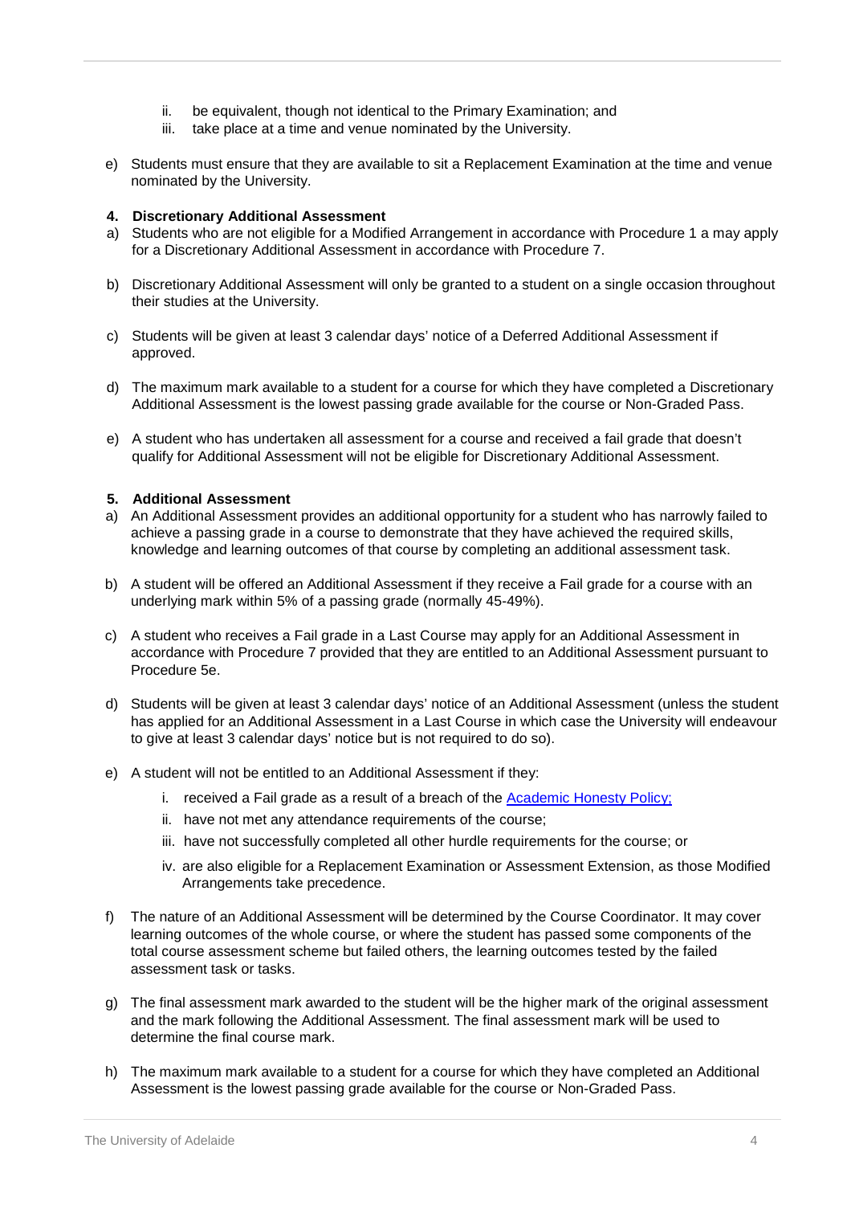ii. be equivalent, though not identical to the Primary Examination; and
   iii. take place at a time and venue nominated by the University.

e) Students must ensure that they are available to sit a Replacement Examination at the time and venue nominated by the University.

**4. Discretionary Additional Assessment**

a) Students who are not eligible for a Modified Arrangement in accordance with Procedure 1 a may apply for a Discretionary Additional Assessment in accordance with Procedure 7.

b) Discretionary Additional Assessment will only be granted to a student on a single occasion throughout their studies at the University.

c) Students will be given at least 3 calendar days' notice of a Deferred Additional Assessment if approved.

d) The maximum mark available to a student for a course for which they have completed a Discretionary Additional Assessment is the lowest passing grade available for the course or Non-Graded Pass.

e) A student who has undertaken all assessment for a course and received a fail grade that doesn't qualify for Additional Assessment will not be eligible for Discretionary Additional Assessment.

**5. Additional Assessment**

a) An Additional Assessment provides an additional opportunity for a student who has narrowly failed to achieve a passing grade in a course to demonstrate that they have achieved the required skills, knowledge and learning outcomes of that course by completing an additional assessment task.

b) A student will be offered an Additional Assessment if they receive a Fail grade for a course with an underlying mark within 5% of a passing grade (normally 45-49%).

c) A student who receives a Fail grade in a Last Course may apply for an Additional Assessment in accordance with Procedure 7 provided that they are entitled to an Additional Assessment pursuant to Procedure 5e.

d) Students will be given at least 3 calendar days' notice of an Additional Assessment (unless the student has applied for an Additional Assessment in a Last Course in which case the University will endeavour to give at least 3 calendar days' notice but is not required to do so).

e) A student will not be entitled to an Additional Assessment if they:
   i. received a Fail grade as a result of a breach of the [Academic Honesty Policy;]()
   ii. have not met any attendance requirements of the course;
   iii. have not successfully completed all other hurdle requirements for the course; or
   iv. are also eligible for a Replacement Examination or Assessment Extension, as those Modified Arrangements take precedence.

f) The nature of an Additional Assessment will be determined by the Course Coordinator. It may cover learning outcomes of the whole course, or where the student has passed some components of the total course assessment scheme but failed others, the learning outcomes tested by the failed assessment task or tasks.

g) The final assessment mark awarded to the student will be the higher mark of the original assessment and the mark following the Additional Assessment. The final assessment mark will be used to determine the final course mark.

h) The maximum mark available to a student for a course for which they have completed an Additional Assessment is the lowest passing grade available for the course or Non-Graded Pass.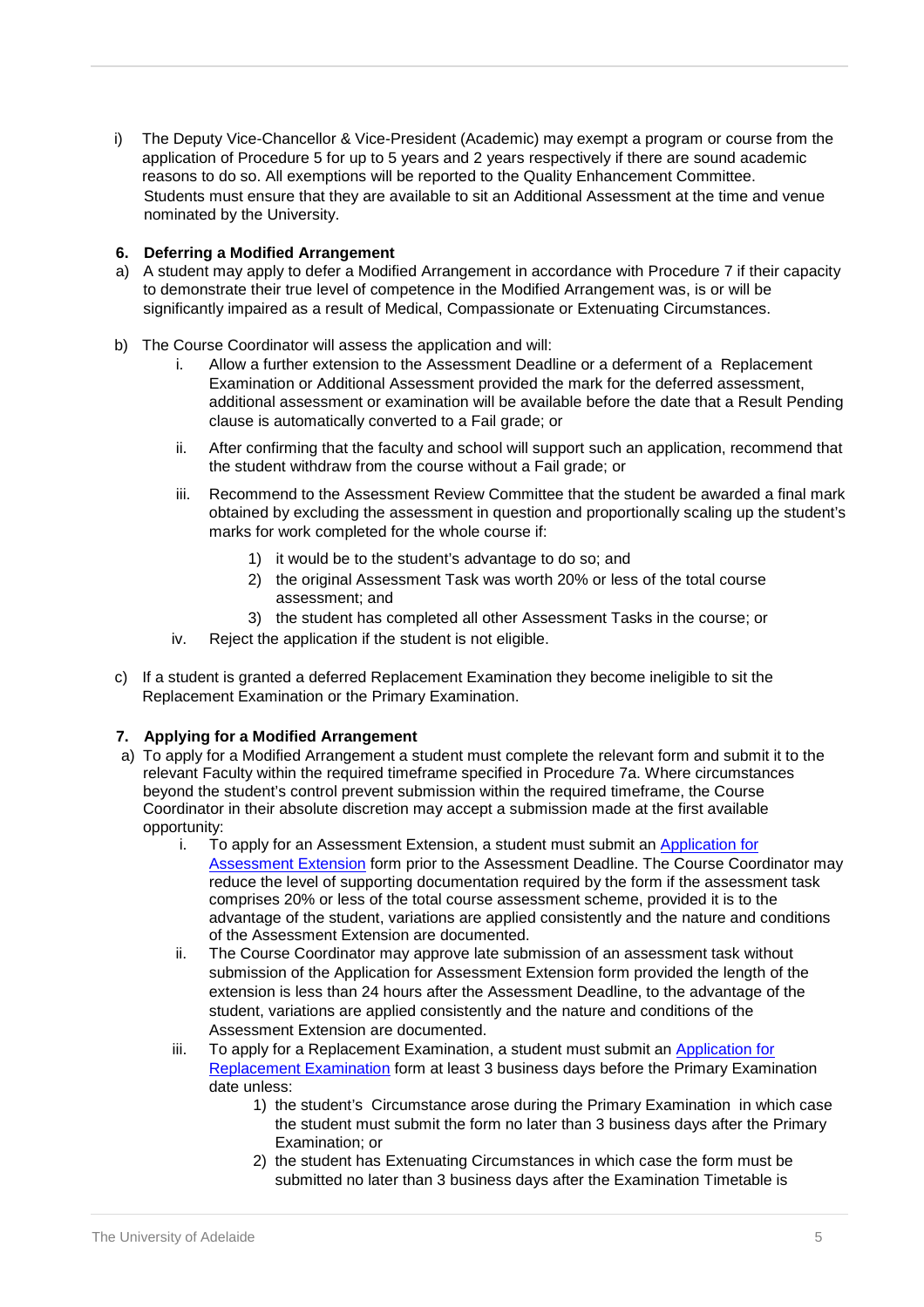i) The Deputy Vice-Chancellor & Vice-President (Academic) may exempt a program or course from the application of Procedure 5 for up to 5 years and 2 years respectively if there are sound academic reasons to do so. All exemptions will be reported to the Quality Enhancement Committee. Students must ensure that they are available to sit an Additional Assessment at the time and venue nominated by the University.

**6. Deferring a Modified Arrangement**

a) A student may apply to defer a Modified Arrangement in accordance with Procedure 7 if their capacity to demonstrate their true level of competence in the Modified Arrangement was, is or will be significantly impaired as a result of Medical, Compassionate or Extenuating Circumstances.

b) The Course Coordinator will assess the application and will:

   i. Allow a further extension to the Assessment Deadline or a deferment of a Replacement Examination or Additional Assessment provided the mark for the deferred assessment, additional assessment or examination will be available before the date that a Result Pending clause is automatically converted to a Fail grade; or

   ii. After confirming that the faculty and school will support such an application, recommend that the student withdraw from the course without a Fail grade; or

   iii. Recommend to the Assessment Review Committee that the student be awarded a final mark obtained by excluding the assessment in question and proportionally scaling up the student's marks for work completed for the whole course if:

      1) it would be to the student's advantage to do so; and
      2) the original Assessment Task was worth 20% or less of the total course assessment; and
      3) the student has completed all other Assessment Tasks in the course; or

   iv. Reject the application if the student is not eligible.

c) If a student is granted a deferred Replacement Examination they become ineligible to sit the Replacement Examination or the Primary Examination.

**7. Applying for a Modified Arrangement**

a) To apply for a Modified Arrangement a student must complete the relevant form and submit it to the relevant Faculty within the required timeframe specified in Procedure 7a. Where circumstances beyond the student's control prevent submission within the required timeframe, the Course Coordinator in their absolute discretion may accept a submission made at the first available opportunity:

   i. To apply for an Assessment Extension, a student must submit an [Application for Assessment Extension]() form prior to the Assessment Deadline. The Course Coordinator may reduce the level of supporting documentation required by the form if the assessment task comprises 20% or less of the total course assessment scheme, provided it is to the advantage of the student, variations are applied consistently and the nature and conditions of the Assessment Extension are documented.

   ii. The Course Coordinator may approve late submission of an assessment task without submission of the Application for Assessment Extension form provided the length of the extension is less than 24 hours after the Assessment Deadline, to the advantage of the student, variations are applied consistently and the nature and conditions of the Assessment Extension are documented.

   iii. To apply for a Replacement Examination, a student must submit an [Application for Replacement Examination]() form at least 3 business days before the Primary Examination date unless:

      1) the student's Circumstance arose during the Primary Examination in which case the student must submit the form no later than 3 business days after the Primary Examination; or
      2) the student has Extenuating Circumstances in which case the form must be submitted no later than 3 business days after the Examination Timetable is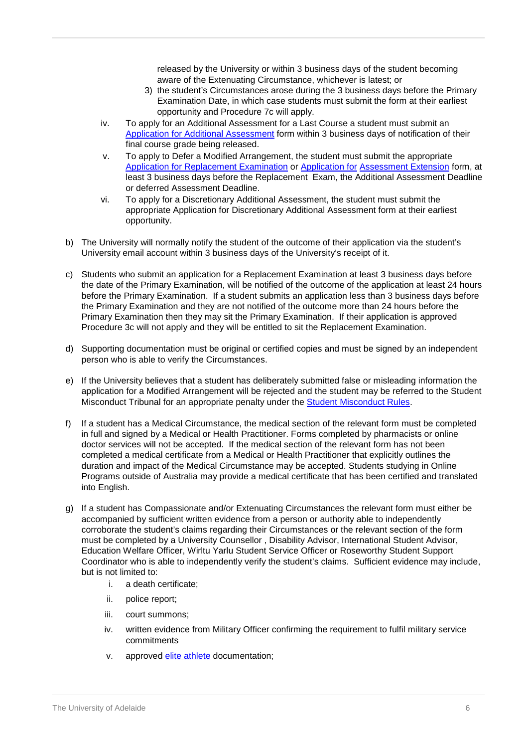released by the University or within 3 business days of the student becoming aware of the Extenuating Circumstance, whichever is latest; or

3) the student's Circumstances arose during the 3 business days before the Primary Examination Date, in which case students must submit the form at their earliest opportunity and Procedure 7c will apply.

iv. To apply for an Additional Assessment for a Last Course a student must submit an [Application for Additional Assessment]() form within 3 business days of notification of their final course grade being released.

v. To apply to Defer a Modified Arrangement, the student must submit the appropriate [Application for Replacement Examination]() or [Application for Assessment Extension]() form, at least 3 business days before the Replacement Exam, the Additional Assessment Deadline or deferred Assessment Deadline.

vi. To apply for a Discretionary Additional Assessment, the student must submit the appropriate Application for Discretionary Additional Assessment form at their earliest opportunity.

b) The University will normally notify the student of the outcome of their application via the student's University email account within 3 business days of the University's receipt of it.

c) Students who submit an application for a Replacement Examination at least 3 business days before the date of the Primary Examination, will be notified of the outcome of the application at least 24 hours before the Primary Examination. If a student submits an application less than 3 business days before the Primary Examination and they are not notified of the outcome more than 24 hours before the Primary Examination then they may sit the Primary Examination. If their application is approved Procedure 3c will not apply and they will be entitled to sit the Replacement Examination.

d) Supporting documentation must be original or certified copies and must be signed by an independent person who is able to verify the Circumstances.

e) If the University believes that a student has deliberately submitted false or misleading information the application for a Modified Arrangement will be rejected and the student may be referred to the Student Misconduct Tribunal for an appropriate penalty under the [Student Misconduct Rules]().

f) If a student has a Medical Circumstance, the medical section of the relevant form must be completed in full and signed by a Medical or Health Practitioner. Forms completed by pharmacists or online doctor services will not be accepted. If the medical section of the relevant form has not been completed a medical certificate from a Medical or Health Practitioner that explicitly outlines the duration and impact of the Medical Circumstance may be accepted. Students studying in Online Programs outside of Australia may provide a medical certificate that has been certified and translated into English.

g) If a student has Compassionate and/or Extenuating Circumstances the relevant form must either be accompanied by sufficient written evidence from a person or authority able to independently corroborate the student's claims regarding their Circumstances or the relevant section of the form must be completed by a University Counsellor , Disability Advisor, International Student Advisor, Education Welfare Officer, Wirltu Yarlu Student Service Officer or Roseworthy Student Support Coordinator who is able to independently verify the student's claims. Sufficient evidence may include, but is not limited to:

i. a death certificate;

ii. police report;

iii. court summons;

iv. written evidence from Military Officer confirming the requirement to fulfil military service commitments

v. approved [elite athlete]() documentation;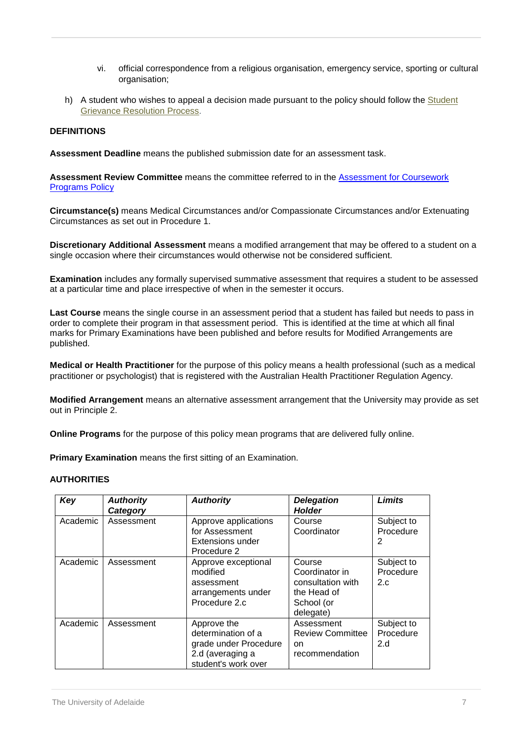vi. official correspondence from a religious organisation, emergency service, sporting or cultural organisation;

h) A student who wishes to appeal a decision made pursuant to the policy should follow the Student Grievance Resolution Process.

**DEFINITIONS**

**Assessment Deadline** means the published submission date for an assessment task.

**Assessment Review Committee** means the committee referred to in the Assessment for Coursework Programs Policy

**Circumstance(s)** means Medical Circumstances and/or Compassionate Circumstances and/or Extenuating Circumstances as set out in Procedure 1.

**Discretionary Additional Assessment** means a modified arrangement that may be offered to a student on a single occasion where their circumstances would otherwise not be considered sufficient.

**Examination** includes any formally supervised summative assessment that requires a student to be assessed at a particular time and place irrespective of when in the semester it occurs.

**Last Course** means the single course in an assessment period that a student has failed but needs to pass in order to complete their program in that assessment period. This is identified at the time at which all final marks for Primary Examinations have been published and before results for Modified Arrangements are published.

**Medical or Health Practitioner** for the purpose of this policy means a health professional (such as a medical practitioner or psychologist) that is registered with the Australian Health Practitioner Regulation Agency.

**Modified Arrangement** means an alternative assessment arrangement that the University may provide as set out in Principle 2.

**Online Programs** for the purpose of this policy mean programs that are delivered fully online.

**Primary Examination** means the first sitting of an Examination.

**AUTHORITIES**

| ***Key*** | ***Authority Category*** | ***Authority*** | ***Delegation Holder*** | ***Limits*** |
|---|---|---|---|---|
| Academic | Assessment | Approve applications for Assessment Extensions under Procedure 2 | Course Coordinator | Subject to Procedure 2 |
| Academic | Assessment | Approve exceptional modified assessment arrangements under Procedure 2.c | Course Coordinator in consultation with the Head of School (or delegate) | Subject to Procedure 2.c |
| Academic | Assessment | Approve the determination of a grade under Procedure 2.d (averaging a student's work over | Assessment Review Committee on recommendation | Subject to Procedure 2.d |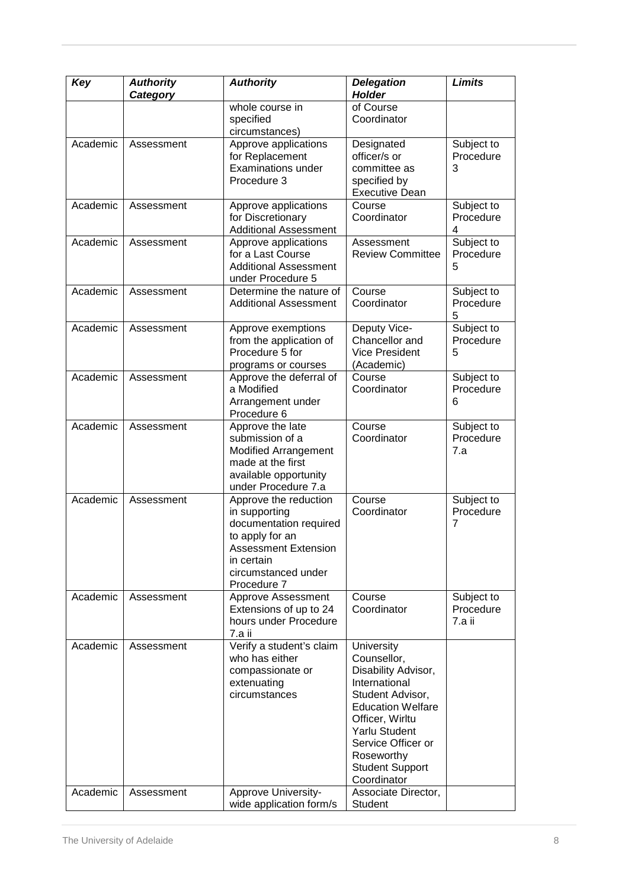| Key | Authority Category | Authority | Delegation Holder | Limits |
| --- | --- | --- | --- | --- |
| | | whole course in specified circumstances) | of Course Coordinator | |
| Academic | Assessment | Approve applications for Replacement Examinations under Procedure 3 | Designated officer/s or committee as specified by Executive Dean | Subject to Procedure 3 |
| Academic | Assessment | Approve applications for Discretionary Additional Assessment | Course Coordinator | Subject to Procedure 4 |
| Academic | Assessment | Approve applications for a Last Course Additional Assessment under Procedure 5 | Assessment Review Committee | Subject to Procedure 5 |
| Academic | Assessment | Determine the nature of Additional Assessment | Course Coordinator | Subject to Procedure 5 |
| Academic | Assessment | Approve exemptions from the application of Procedure 5 for programs or courses | Deputy Vice-Chancellor and Vice President (Academic) | Subject to Procedure 5 |
| Academic | Assessment | Approve the deferral of a Modified Arrangement under Procedure 6 | Course Coordinator | Subject to Procedure 6 |
| Academic | Assessment | Approve the late submission of a Modified Arrangement made at the first available opportunity under Procedure 7.a | Course Coordinator | Subject to Procedure 7.a |
| Academic | Assessment | Approve the reduction in supporting documentation required to apply for an Assessment Extension in certain circumstanced under Procedure 7 | Course Coordinator | Subject to Procedure 7 |
| Academic | Assessment | Approve Assessment Extensions of up to 24 hours under Procedure 7.a ii | Course Coordinator | Subject to Procedure 7.a ii |
| Academic | Assessment | Verify a student's claim who has either compassionate or extenuating circumstances | University Counsellor, Disability Advisor, International Student Advisor, Education Welfare Officer, Wirltu Yarlu Student Service Officer or Roseworthy Student Support Coordinator | |
| Academic | Assessment | Approve University-wide application form/s | Associate Director, Student | |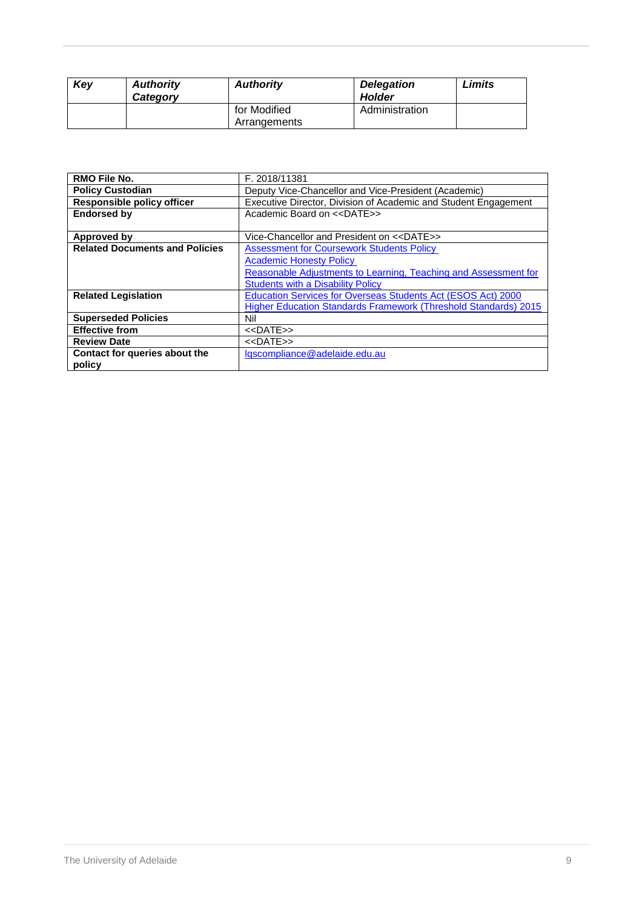| *Key* | *Authority Category* | *Authority* | *Delegation Holder* | *Limits* |
| --- | --- | --- | --- | --- |
| | | for Modified Arrangements | Administration | |

| | |
| --- | --- |
| **RMO File No.** | F. 2018/11381 |
| **Policy Custodian** | Deputy Vice-Chancellor and Vice-President (Academic) |
| **Responsible policy officer** | Executive Director, Division of Academic and Student Engagement |
| **Endorsed by** | Academic Board on <<DATE>> |
| **Approved by** | Vice-Chancellor and President on <<DATE>> |
| **Related Documents and Policies** | Assessment for Coursework Students Policy<br>Academic Honesty Policy<br>Reasonable Adjustments to Learning, Teaching and Assessment for Students with a Disability Policy |
| **Related Legislation** | Education Services for Overseas Students Act (ESOS Act) 2000<br>Higher Education Standards Framework (Threshold Standards) 2015 |
| **Superseded Policies** | Nil |
| **Effective from** | <<DATE>> |
| **Review Date** | <<DATE>> |
| **Contact for queries about the policy** | lqscompliance@adelaide.edu.au |